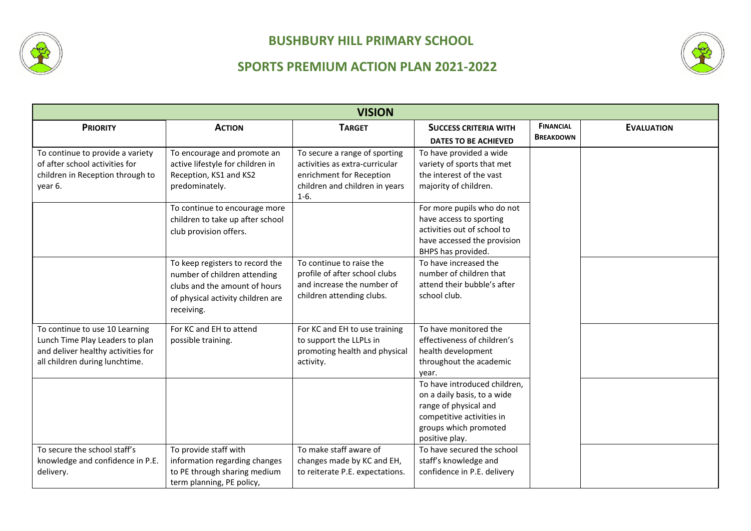# BUSHBURY HILL PRIMARY SCHOOL

## SPORTS PREMIUM ACTION PLAN 2021-2022

| VISION | | | | | |
|---|---|---|---|---|---|
| **PRIORITY** | **ACTION** | **TARGET** | **SUCCESS CRITERIA WITH DATES TO BE ACHIEVED** | **FINANCIAL BREAKDOWN** | **EVALUATION** |
| To continue to provide a variety of after school activities for children in Reception through to year 6. | To encourage and promote an active lifestyle for children in Reception, KS1 and KS2 predominately. | To secure a range of sporting activities as extra-curricular enrichment for Reception children and children in years 1-6. | To have provided a wide variety of sports that met the interest of the vast majority of children. | | |
| | To continue to encourage more children to take up after school club provision offers. | | For more pupils who do not have access to sporting activities out of school to have accessed the provision BHPS has provided. | | |
| | To keep registers to record the number of children attending clubs and the amount of hours of physical activity children are receiving. | To continue to raise the profile of after school clubs and increase the number of children attending clubs. | To have increased the number of children that attend their bubble's after school club. | | |
| To continue to use 10 Learning Lunch Time Play Leaders to plan and deliver healthy activities for all children during lunchtime. | For KC and EH to attend possible training. | For KC and EH to use training to support the LLPLs in promoting health and physical activity. | To have monitored the effectiveness of children's health development throughout the academic year. | | |
| | | | To have introduced children, on a daily basis, to a wide range of physical and competitive activities in groups which promoted positive play. | | |
| To secure the school staff's knowledge and confidence in P.E. delivery. | To provide staff with information regarding changes to PE through sharing medium term planning, PE policy, | To make staff aware of changes made by KC and EH, to reiterate P.E. expectations. | To have secured the school staff's knowledge and confidence in P.E. delivery | | |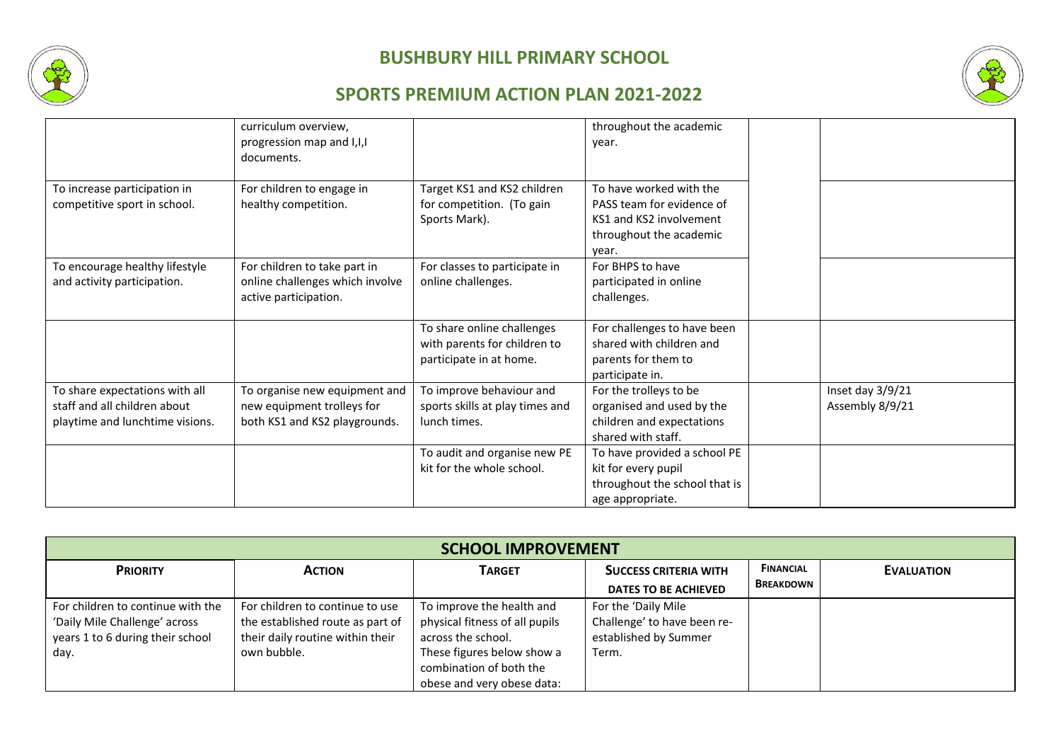# BUSHBURY HILL PRIMARY SCHOOL

## SPORTS PREMIUM ACTION PLAN 2021-2022

| | | | | | |
|---|---|---|---|---|---|
| | curriculum overview, progression map and I,I,I documents. | | throughout the academic year. | | |
| To increase participation in competitive sport in school. | For children to engage in healthy competition. | Target KS1 and KS2 children for competition. (To gain Sports Mark). | To have worked with the PASS team for evidence of KS1 and KS2 involvement throughout the academic year. | | |
| To encourage healthy lifestyle and activity participation. | For children to take part in online challenges which involve active participation. | For classes to participate in online challenges. | For BHPS to have participated in online challenges. | | |
| | | To share online challenges with parents for children to participate in at home. | For challenges to have been shared with children and parents for them to participate in. | | |
| To share expectations with all staff and all children about playtime and lunchtime visions. | To organise new equipment and new equipment trolleys for both KS1 and KS2 playgrounds. | To improve behaviour and sports skills at play times and lunch times. | For the trolleys to be organised and used by the children and expectations shared with staff. | | Inset day 3/9/21<br>Assembly 8/9/21 |
| | | To audit and organise new PE kit for the whole school. | To have provided a school PE kit for every pupil throughout the school that is age appropriate. | | |

| SCHOOL IMPROVEMENT | | | | | |
|---|---|---|---|---|---|
| **PRIORITY** | **ACTION** | **TARGET** | **SUCCESS CRITERIA WITH DATES TO BE ACHIEVED** | **FINANCIAL BREAKDOWN** | **EVALUATION** |
| For children to continue with the 'Daily Mile Challenge' across years 1 to 6 during their school day. | For children to continue to use the established route as part of their daily routine within their own bubble. | To improve the health and physical fitness of all pupils across the school. These figures below show a combination of both the obese and very obese data: | For the 'Daily Mile Challenge' to have been re-established by Summer Term. | | |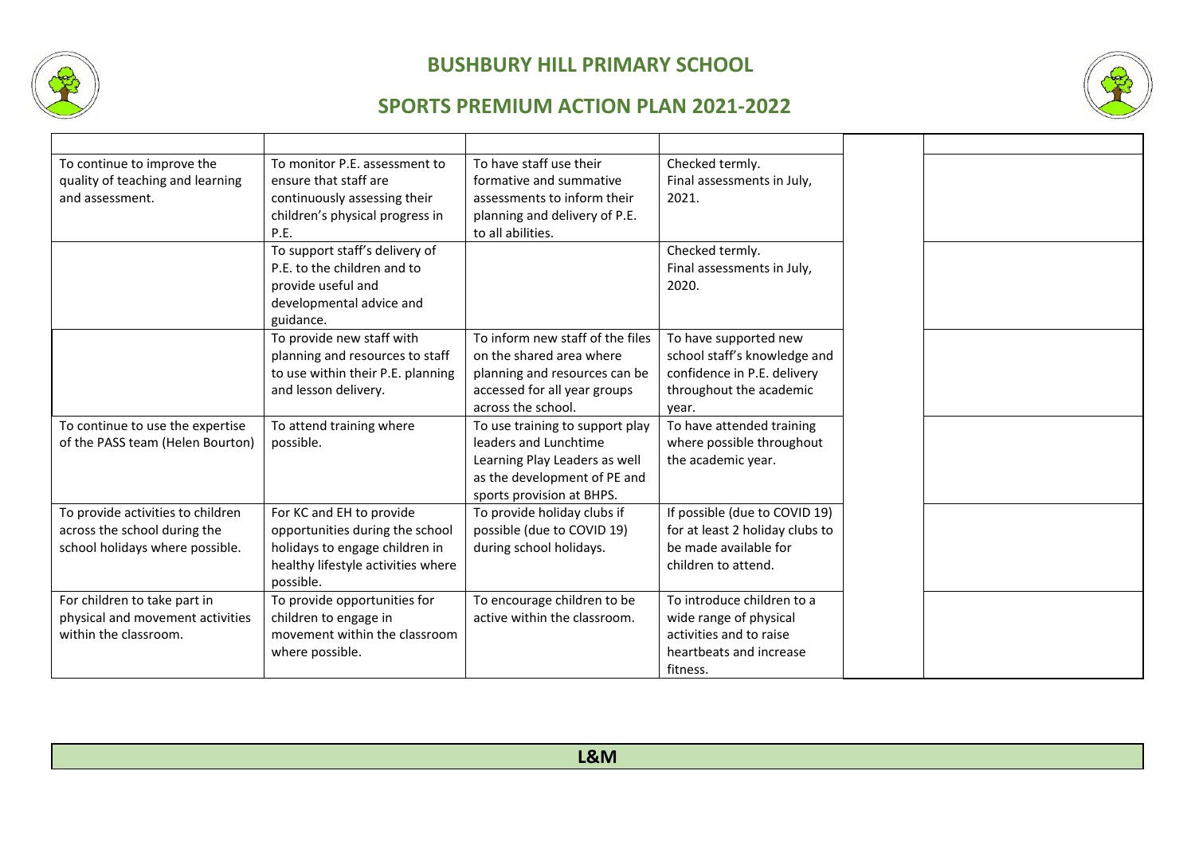# BUSHBURY HILL PRIMARY SCHOOL

## SPORTS PREMIUM ACTION PLAN 2021-2022

| | | | | | |
|---|---|---|---|---|---|
| To continue to improve the quality of teaching and learning and assessment. | To monitor P.E. assessment to ensure that staff are continuously assessing their children's physical progress in P.E. | To have staff use their formative and summative assessments to inform their planning and delivery of P.E. to all abilities. | Checked termly. Final assessments in July, 2021. | | |
| | To support staff's delivery of P.E. to the children and to provide useful and developmental advice and guidance. | | Checked termly. Final assessments in July, 2020. | | |
| | To provide new staff with planning and resources to staff to use within their P.E. planning and lesson delivery. | To inform new staff of the files on the shared area where planning and resources can be accessed for all year groups across the school. | To have supported new school staff's knowledge and confidence in P.E. delivery throughout the academic year. | | |
| To continue to use the expertise of the PASS team (Helen Bourton) | To attend training where possible. | To use training to support play leaders and Lunchtime Learning Play Leaders as well as the development of PE and sports provision at BHPS. | To have attended training where possible throughout the academic year. | | |
| To provide activities to children across the school during the school holidays where possible. | For KC and EH to provide opportunities during the school holidays to engage children in healthy lifestyle activities where possible. | To provide holiday clubs if possible (due to COVID 19) during school holidays. | If possible (due to COVID 19) for at least 2 holiday clubs to be made available for children to attend. | | |
| For children to take part in physical and movement activities within the classroom. | To provide opportunities for children to engage in movement within the classroom where possible. | To encourage children to be active within the classroom. | To introduce children to a wide range of physical activities and to raise heartbeats and increase fitness. | | |

| L&M |
|---|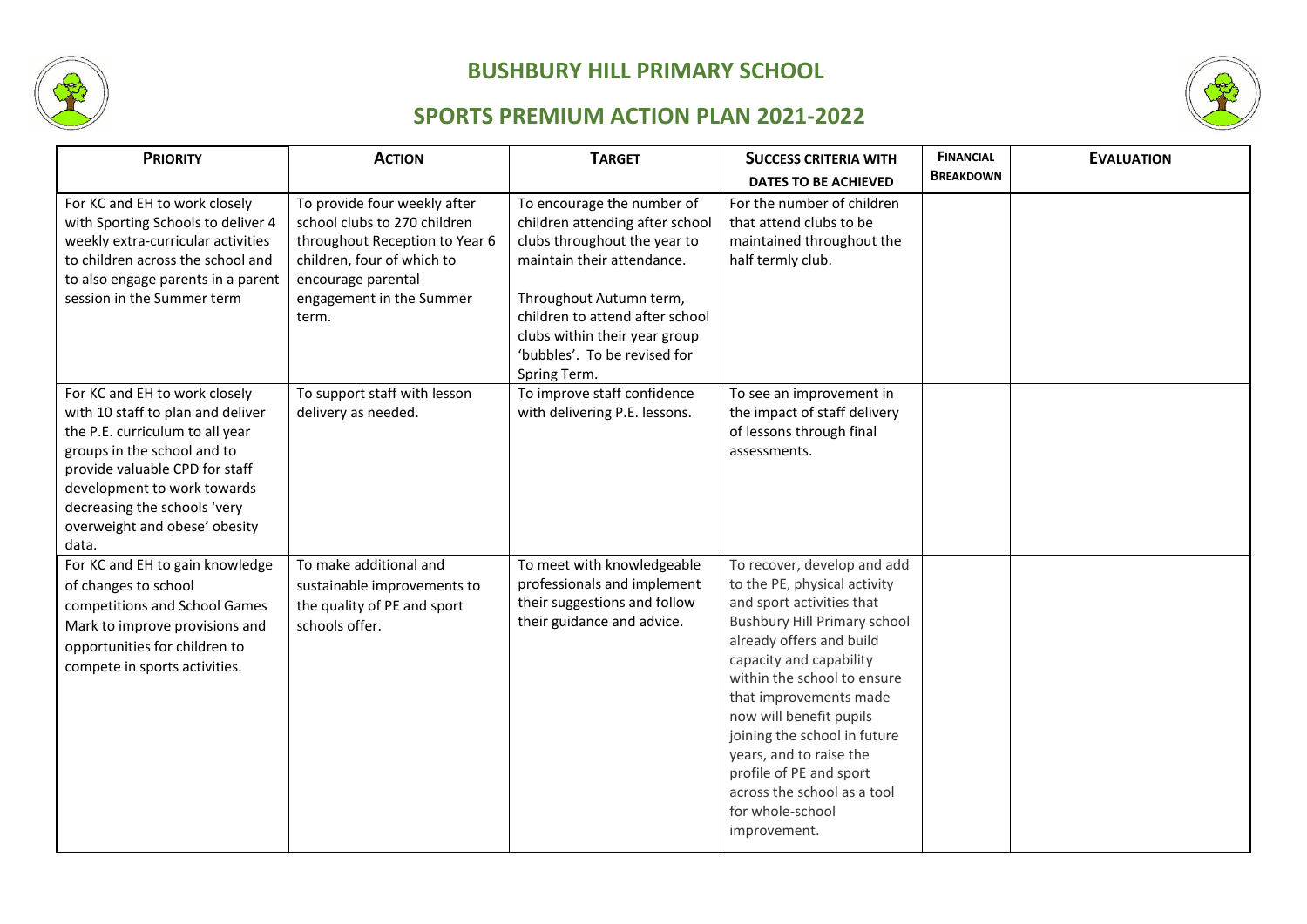# BUSHBURY HILL PRIMARY SCHOOL

## SPORTS PREMIUM ACTION PLAN 2021-2022

| PRIORITY | ACTION | TARGET | SUCCESS CRITERIA WITH DATES TO BE ACHIEVED | FINANCIAL BREAKDOWN | EVALUATION |
|---|---|---|---|---|---|
| For KC and EH to work closely with Sporting Schools to deliver 4 weekly extra-curricular activities to children across the school and to also engage parents in a parent session in the Summer term | To provide four weekly after school clubs to 270 children throughout Reception to Year 6 children, four of which to encourage parental engagement in the Summer term. | To encourage the number of children attending after school clubs throughout the year to maintain their attendance.<br><br>Throughout Autumn term, children to attend after school clubs within their year group 'bubbles'. To be revised for Spring Term. | For the number of children that attend clubs to be maintained throughout the half termly club. | | |
| For KC and EH to work closely with 10 staff to plan and deliver the P.E. curriculum to all year groups in the school and to provide valuable CPD for staff development to work towards decreasing the schools 'very overweight and obese' obesity data. | To support staff with lesson delivery as needed. | To improve staff confidence with delivering P.E. lessons. | To see an improvement in the impact of staff delivery of lessons through final assessments. | | |
| For KC and EH to gain knowledge of changes to school competitions and School Games Mark to improve provisions and opportunities for children to compete in sports activities. | To make additional and sustainable improvements to the quality of PE and sport schools offer. | To meet with knowledgeable professionals and implement their suggestions and follow their guidance and advice. | To recover, develop and add to the PE, physical activity and sport activities that Bushbury Hill Primary school already offers and build capacity and capability within the school to ensure that improvements made now will benefit pupils joining the school in future years, and to raise the profile of PE and sport across the school as a tool for whole-school improvement. | | |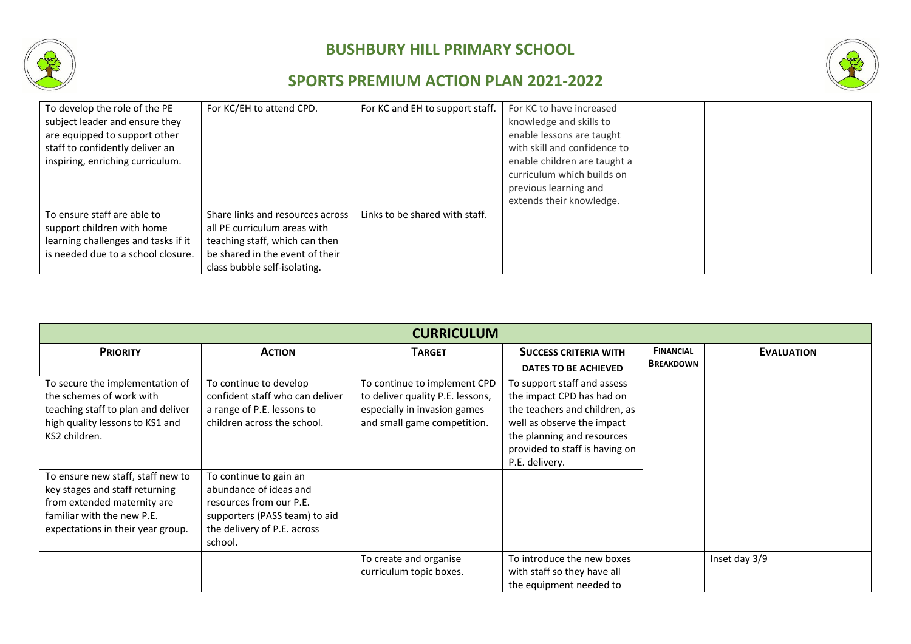# BUSHBURY HILL PRIMARY SCHOOL

## SPORTS PREMIUM ACTION PLAN 2021-2022

| | | | | | |
|---|---|---|---|---|---|
| To develop the role of the PE subject leader and ensure they are equipped to support other staff to confidently deliver an inspiring, enriching curriculum. | For KC/EH to attend CPD. | For KC and EH to support staff. | For KC to have increased knowledge and skills to enable lessons are taught with skill and confidence to enable children are taught a curriculum which builds on previous learning and extends their knowledge. | | |
| To ensure staff are able to support children with home learning challenges and tasks if it is needed due to a school closure. | Share links and resources across all PE curriculum areas with teaching staff, which can then be shared in the event of their class bubble self-isolating. | Links to be shared with staff. | | | |

| **CURRICULUM** | | | | | |
|---|---|---|---|---|---|
| **PRIORITY** | **ACTION** | **TARGET** | **SUCCESS CRITERIA WITH DATES TO BE ACHIEVED** | **FINANCIAL BREAKDOWN** | **EVALUATION** |
| To secure the implementation of the schemes of work with teaching staff to plan and deliver high quality lessons to KS1 and KS2 children. | To continue to develop confident staff who can deliver a range of P.E. lessons to children across the school. | To continue to implement CPD to deliver quality P.E. lessons, especially in invasion games and small game competition. | To support staff and assess the impact CPD has had on the teachers and children, as well as observe the impact the planning and resources provided to staff is having on P.E. delivery. | | |
| To ensure new staff, staff new to key stages and staff returning from extended maternity are familiar with the new P.E. expectations in their year group. | To continue to gain an abundance of ideas and resources from our P.E. supporters (PASS team) to aid the delivery of P.E. across school. | | | | |
| | | To create and organise curriculum topic boxes. | To introduce the new boxes with staff so they have all the equipment needed to | | Inset day 3/9 |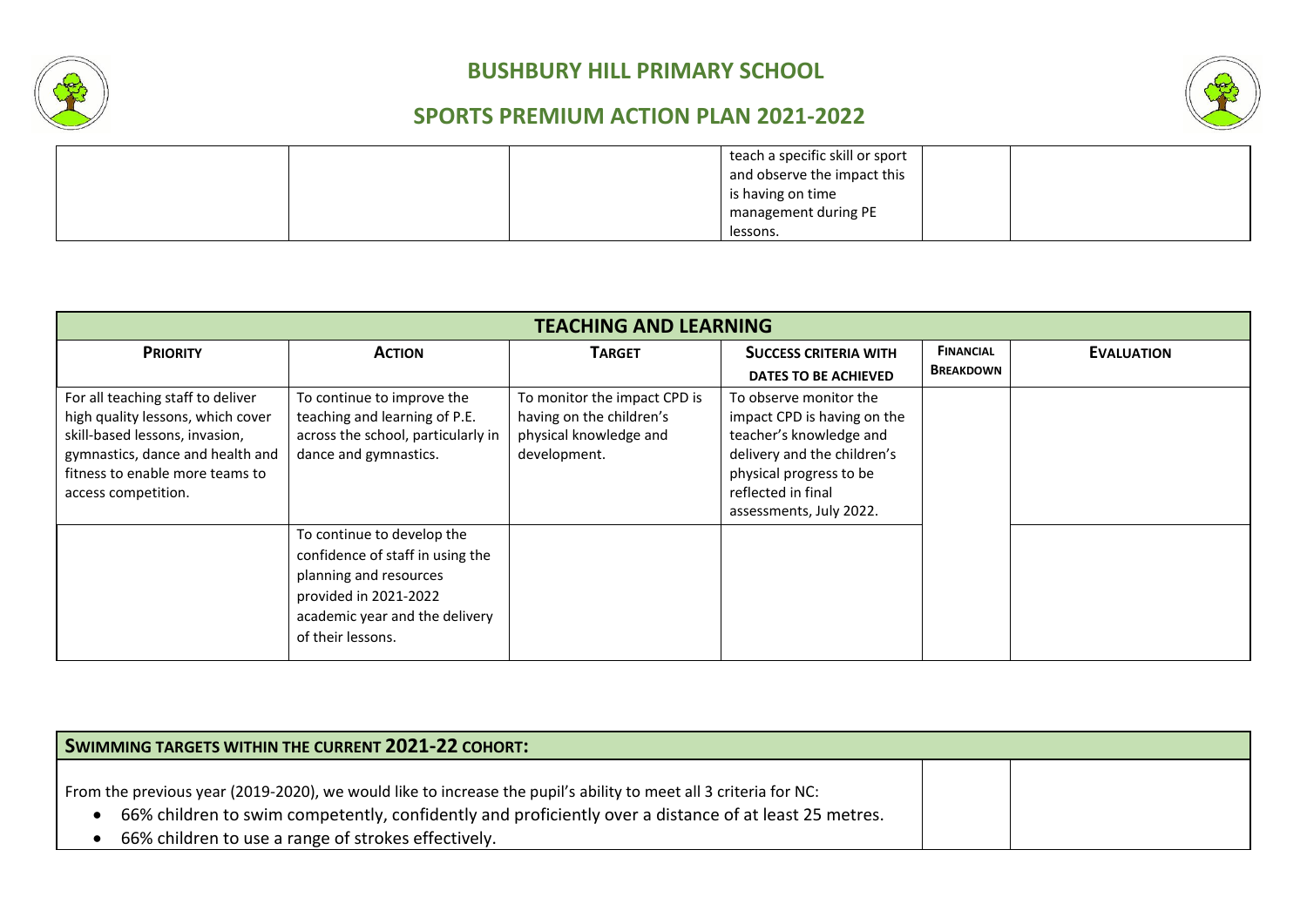| | | | teach a specific skill or sport and observe the impact this is having on time management during PE lessons. | | |
|---|---|---|---|---|---|

| TEACHING AND LEARNING | | | | | |
|---|---|---|---|---|---|
| **PRIORITY** | **ACTION** | **TARGET** | **SUCCESS CRITERIA WITH DATES TO BE ACHIEVED** | **FINANCIAL BREAKDOWN** | **EVALUATION** |
| For all teaching staff to deliver high quality lessons, which cover skill-based lessons, invasion, gymnastics, dance and health and fitness to enable more teams to access competition. | To continue to improve the teaching and learning of P.E. across the school, particularly in dance and gymnastics. | To monitor the impact CPD is having on the children's physical knowledge and development. | To observe monitor the impact CPD is having on the teacher's knowledge and delivery and the children's physical progress to be reflected in final assessments, July 2022. | | |
| | To continue to develop the confidence of staff in using the planning and resources provided in 2021-2022 academic year and the delivery of their lessons. | | | | |

| **SWIMMING TARGETS WITHIN THE CURRENT 2021-22 COHORT:** | | |
|---|---|---|
| From the previous year (2019-2020), we would like to increase the pupil's ability to meet all 3 criteria for NC:<br>• 66% children to swim competently, confidently and proficiently over a distance of at least 25 metres.<br>• 66% children to use a range of strokes effectively. | | |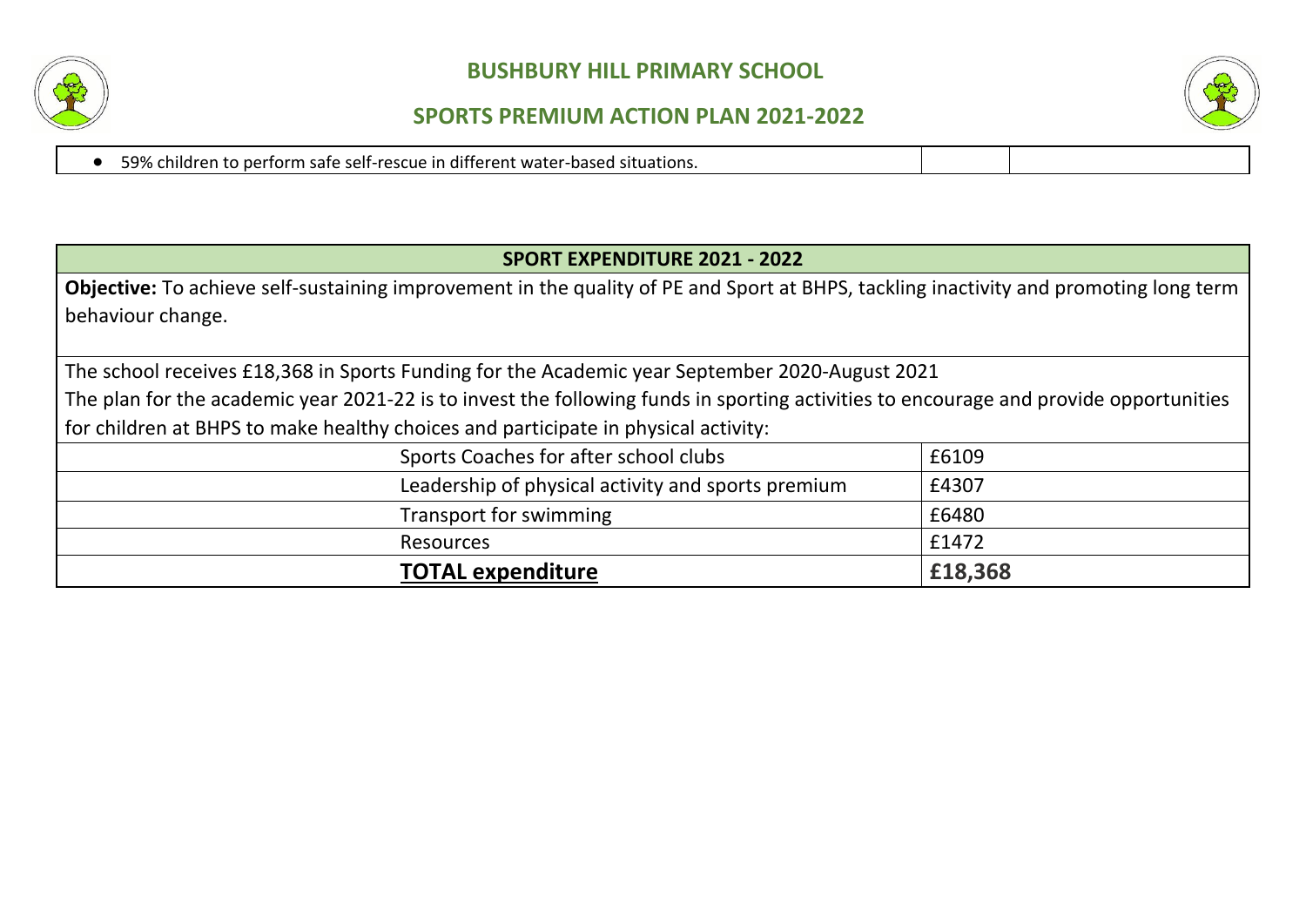| | | |
|---|---|---|
| • 59% children to perform safe self-rescue in different water-based situations. | | |

| SPORT EXPENDITURE 2021 - 2022 | |
|---|---|
| **Objective:** To achieve self-sustaining improvement in the quality of PE and Sport at BHPS, tackling inactivity and promoting long term behaviour change. | |
| The school receives £18,368 in Sports Funding for the Academic year September 2020-August 2021<br>The plan for the academic year 2021-22 is to invest the following funds in sporting activities to encourage and provide opportunities for children at BHPS to make healthy choices and participate in physical activity: | |
| Sports Coaches for after school clubs | £6109 |
| Leadership of physical activity and sports premium | £4307 |
| Transport for swimming | £6480 |
| Resources | £1472 |
| **TOTAL expenditure** | **£18,368** |